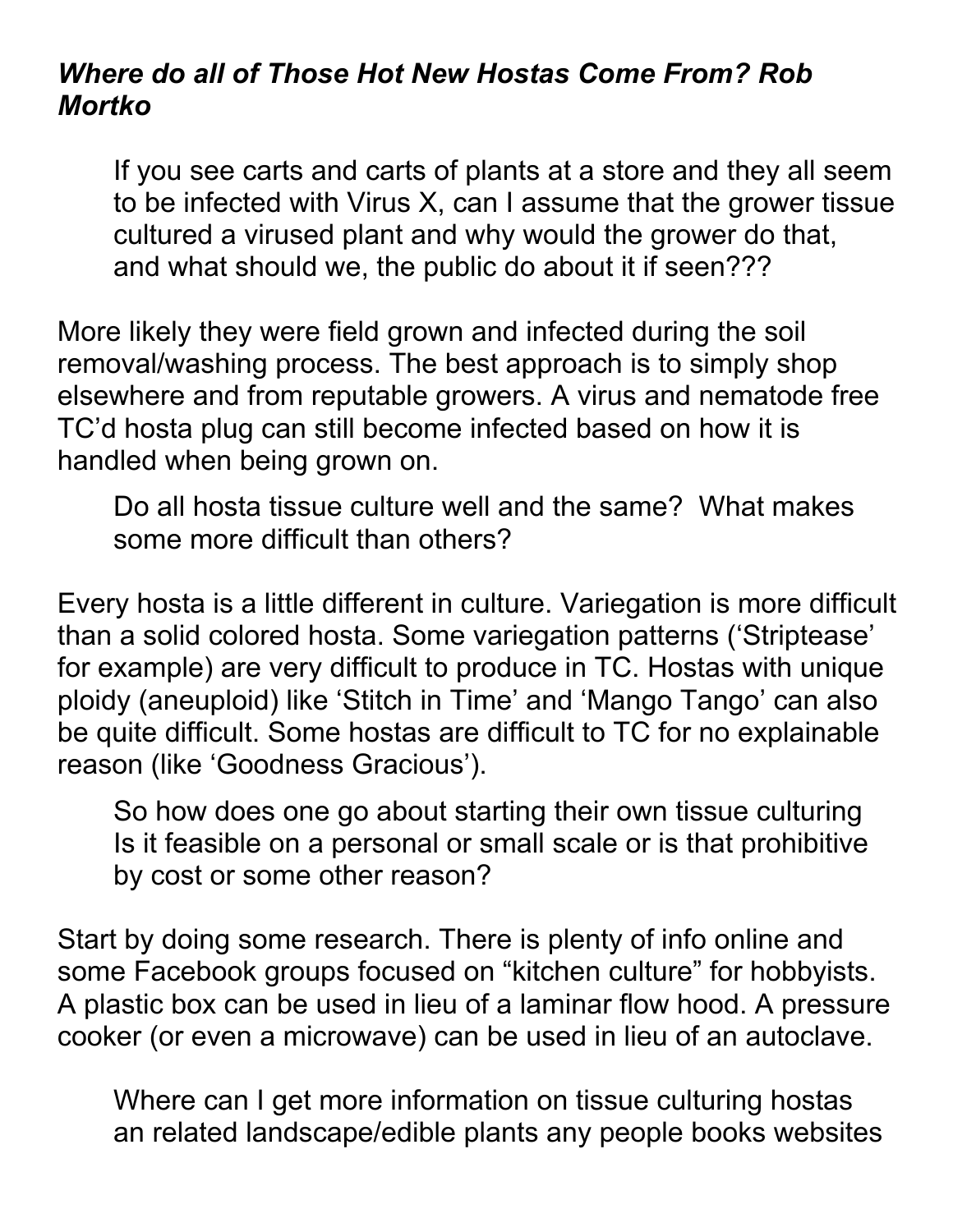***Where do all of Those Hot New Hostas Come From? Rob Mortko***

> If you see carts and carts of plants at a store and they all seem to be infected with Virus X, can I assume that the grower tissue cultured a virused plant and why would the grower do that, and what should we, the public do about it if seen???

More likely they were field grown and infected during the soil removal/washing process. The best approach is to simply shop elsewhere and from reputable growers. A virus and nematode free TC'd hosta plug can still become infected based on how it is handled when being grown on.

> Do all hosta tissue culture well and the same? What makes some more difficult than others?

Every hosta is a little different in culture. Variegation is more difficult than a solid colored hosta. Some variegation patterns ('Striptease' for example) are very difficult to produce in TC. Hostas with unique ploidy (aneuploid) like 'Stitch in Time' and 'Mango Tango' can also be quite difficult. Some hostas are difficult to TC for no explainable reason (like 'Goodness Gracious').

> So how does one go about starting their own tissue culturing Is it feasible on a personal or small scale or is that prohibitive by cost or some other reason?

Start by doing some research. There is plenty of info online and some Facebook groups focused on "kitchen culture" for hobbyists. A plastic box can be used in lieu of a laminar flow hood. A pressure cooker (or even a microwave) can be used in lieu of an autoclave.

> Where can I get more information on tissue culturing hostas an related landscape/edible plants any people books websites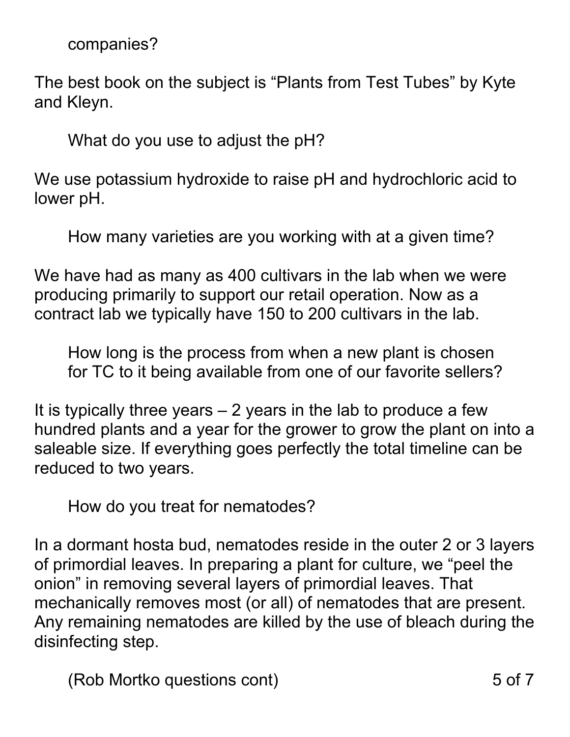companies?

The best book on the subject is “Plants from Test Tubes” by Kyte and Kleyn.

What do you use to adjust the pH?

We use potassium hydroxide to raise pH and hydrochloric acid to lower pH.

How many varieties are you working with at a given time?

We have had as many as 400 cultivars in the lab when we were producing primarily to support our retail operation. Now as a contract lab we typically have 150 to 200 cultivars in the lab.

How long is the process from when a new plant is chosen for TC to it being available from one of our favorite sellers?

It is typically three years – 2 years in the lab to produce a few hundred plants and a year for the grower to grow the plant on into a saleable size. If everything goes perfectly the total timeline can be reduced to two years.

How do you treat for nematodes?

In a dormant hosta bud, nematodes reside in the outer 2 or 3 layers of primordial leaves. In preparing a plant for culture, we “peel the onion” in removing several layers of primordial leaves. That mechanically removes most (or all) of nematodes that are present. Any remaining nematodes are killed by the use of bleach during the disinfecting step.

(Rob Mortko questions cont)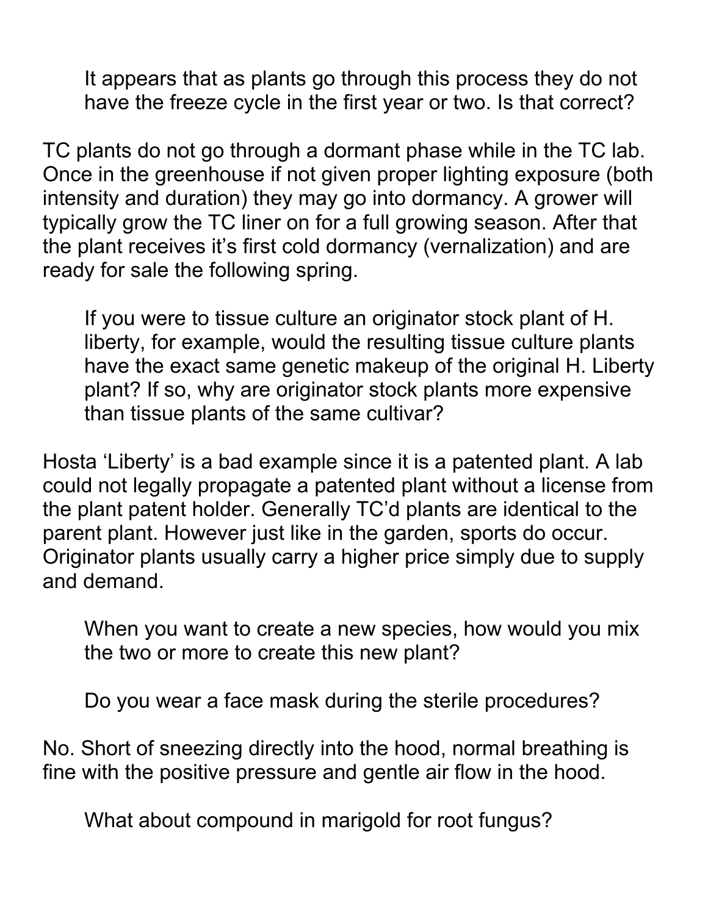> It appears that as plants go through this process they do not have the freeze cycle in the first year or two. Is that correct?

TC plants do not go through a dormant phase while in the TC lab. Once in the greenhouse if not given proper lighting exposure (both intensity and duration) they may go into dormancy. A grower will typically grow the TC liner on for a full growing season. After that the plant receives it's first cold dormancy (vernalization) and are ready for sale the following spring.

> If you were to tissue culture an originator stock plant of H. liberty, for example, would the resulting tissue culture plants have the exact same genetic makeup of the original H. Liberty plant? If so, why are originator stock plants more expensive than tissue plants of the same cultivar?

Hosta 'Liberty' is a bad example since it is a patented plant. A lab could not legally propagate a patented plant without a license from the plant patent holder. Generally TC'd plants are identical to the parent plant. However just like in the garden, sports do occur. Originator plants usually carry a higher price simply due to supply and demand.

> When you want to create a new species, how would you mix the two or more to create this new plant?

> Do you wear a face mask during the sterile procedures?

No. Short of sneezing directly into the hood, normal breathing is fine with the positive pressure and gentle air flow in the hood.

> What about compound in marigold for root fungus?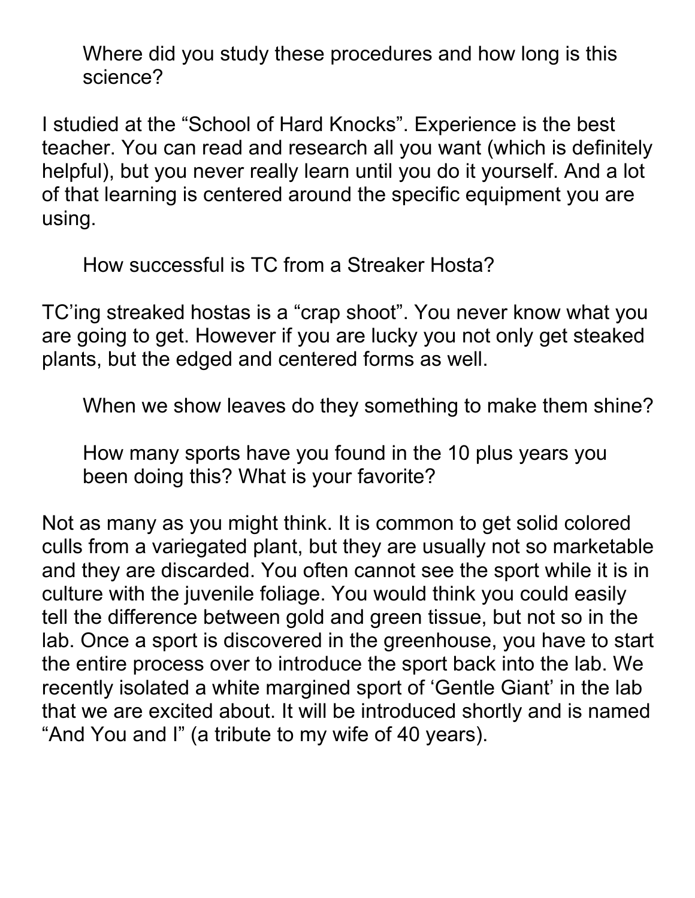Where did you study these procedures and how long is this science?

I studied at the "School of Hard Knocks". Experience is the best teacher. You can read and research all you want (which is definitely helpful), but you never really learn until you do it yourself. And a lot of that learning is centered around the specific equipment you are using.

How successful is TC from a Streaker Hosta?

TC'ing streaked hostas is a "crap shoot". You never know what you are going to get. However if you are lucky you not only get steaked plants, but the edged and centered forms as well.

When we show leaves do they something to make them shine?

How many sports have you found in the 10 plus years you been doing this? What is your favorite?

Not as many as you might think. It is common to get solid colored culls from a variegated plant, but they are usually not so marketable and they are discarded. You often cannot see the sport while it is in culture with the juvenile foliage. You would think you could easily tell the difference between gold and green tissue, but not so in the lab. Once a sport is discovered in the greenhouse, you have to start the entire process over to introduce the sport back into the lab. We recently isolated a white margined sport of 'Gentle Giant' in the lab that we are excited about. It will be introduced shortly and is named "And You and I" (a tribute to my wife of 40 years).